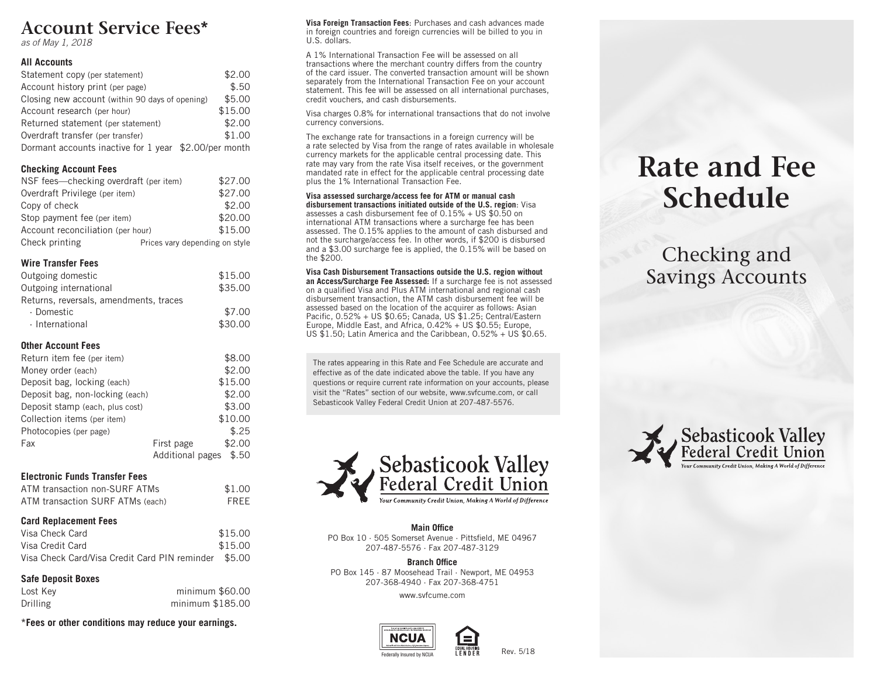# Account Service Fees*

*as of May 1, 2018*

### All Accounts

| | |
|---|---|
| Statement copy (per statement) | $2.00 |
| Account history print (per page) | $.50 |
| Closing new account (within 90 days of opening) | $5.00 |
| Account research (per hour) | $15.00 |
| Returned statement (per statement) | $2.00 |
| Overdraft transfer (per transfer) | $1.00 |
| Dormant accounts inactive for 1 year | $2.00/per month |

### Checking Account Fees

| | |
|---|---|
| NSF fees—checking overdraft (per item) | $27.00 |
| Overdraft Privilege (per item) | $27.00 |
| Copy of check | $2.00 |
| Stop payment fee (per item) | $20.00 |
| Account reconciliation (per hour) | $15.00 |
| Check printing | Prices vary depending on style |

### Wire Transfer Fees

| | |
|---|---|
| Outgoing domestic | $15.00 |
| Outgoing international | $35.00 |
| Returns, reversals, amendments, traces | |
| · Domestic | $7.00 |
| · International | $30.00 |

### Other Account Fees

| | | |
|---|---|---|
| Return item fee (per item) | | $8.00 |
| Money order (each) | | $2.00 |
| Deposit bag, locking (each) | | $15.00 |
| Deposit bag, non-locking (each) | | $2.00 |
| Deposit stamp (each, plus cost) | | $3.00 |
| Collection items (per item) | | $10.00 |
| Photocopies (per page) | | $.25 |
| Fax | First page | $2.00 |
| | Additional pages | $.50 |

### Electronic Funds Transfer Fees

| | |
|---|---|
| ATM transaction non-SURF ATMs | $1.00 |
| ATM transaction SURF ATMs (each) | FREE |

### Card Replacement Fees

| | |
|---|---|
| Visa Check Card | $15.00 |
| Visa Credit Card | $15.00 |
| Visa Check Card/Visa Credit Card PIN reminder | $5.00 |

### Safe Deposit Boxes

| | |
|---|---|
| Lost Key | minimum $60.00 |
| Drilling | minimum $185.00 |

**\*Fees or other conditions may reduce your earnings.**

**Visa Foreign Transaction Fees**: Purchases and cash advances made in foreign countries and foreign currencies will be billed to you in U.S. dollars.

A 1% International Transaction Fee will be assessed on all transactions where the merchant country differs from the country of the card issuer. The converted transaction amount will be shown separately from the International Transaction Fee on your account statement. This fee will be assessed on all international purchases, credit vouchers, and cash disbursements.

Visa charges 0.8% for international transactions that do not involve currency conversions.

The exchange rate for transactions in a foreign currency will be a rate selected by Visa from the range of rates available in wholesale currency markets for the applicable central processing date. This rate may vary from the rate Visa itself receives, or the government mandated rate in effect for the applicable central processing date plus the 1% International Transaction Fee.

**Visa assessed surcharge/access fee for ATM or manual cash disbursement transactions initiated outside of the U.S. region**: Visa assesses a cash disbursement fee of 0.15% + US $0.50 on international ATM transactions where a surcharge fee has been assessed. The 0.15% applies to the amount of cash disbursed and not the surcharge/access fee. In other words, if $200 is disbursed and a $3.00 surcharge fee is applied, the 0.15% will be based on the $200.

**Visa Cash Disbursement Transactions outside the U.S. region without an Access/Surcharge Fee Assessed:** If a surcharge fee is not assessed on a qualified Visa and Plus ATM international and regional cash disbursement transaction, the ATM cash disbursement fee will be assessed based on the location of the acquirer as follows: Asian Pacific, 0.52% + US $0.65; Canada, US $1.25; Central/Eastern Europe, Middle East, and Africa, 0.42% + US $0.55; Europe, US $1.50; Latin America and the Caribbean, 0.52% + US $0.65.

The rates appearing in this Rate and Fee Schedule are accurate and effective as of the date indicated above the table. If you have any questions or require current rate information on your accounts, please visit the "Rates" section of our website, www.svfcume.com, or call Sebasticook Valley Federal Credit Union at 207-487-5576.

**Sebasticook Valley Federal Credit Union**

*Your Community Credit Union, Making A World of Difference*

**Main Office**
PO Box 10 · 505 Somerset Avenue · Pittsfield, ME 04967
207-487-5576 · Fax 207-487-3129

**Branch Office**
PO Box 145 · 87 Moosehead Trail · Newport, ME 04953
207-368-4940 · Fax 207-368-4751

www.svfcume.com

NCUA — Federally Insured by NCUA

EQUAL HOUSING LENDER

Rev. 5/18

# Rate and Fee Schedule

## Checking and Savings Accounts

**Sebasticook Valley Federal Credit Union**

*Your Community Credit Union, Making A World of Difference*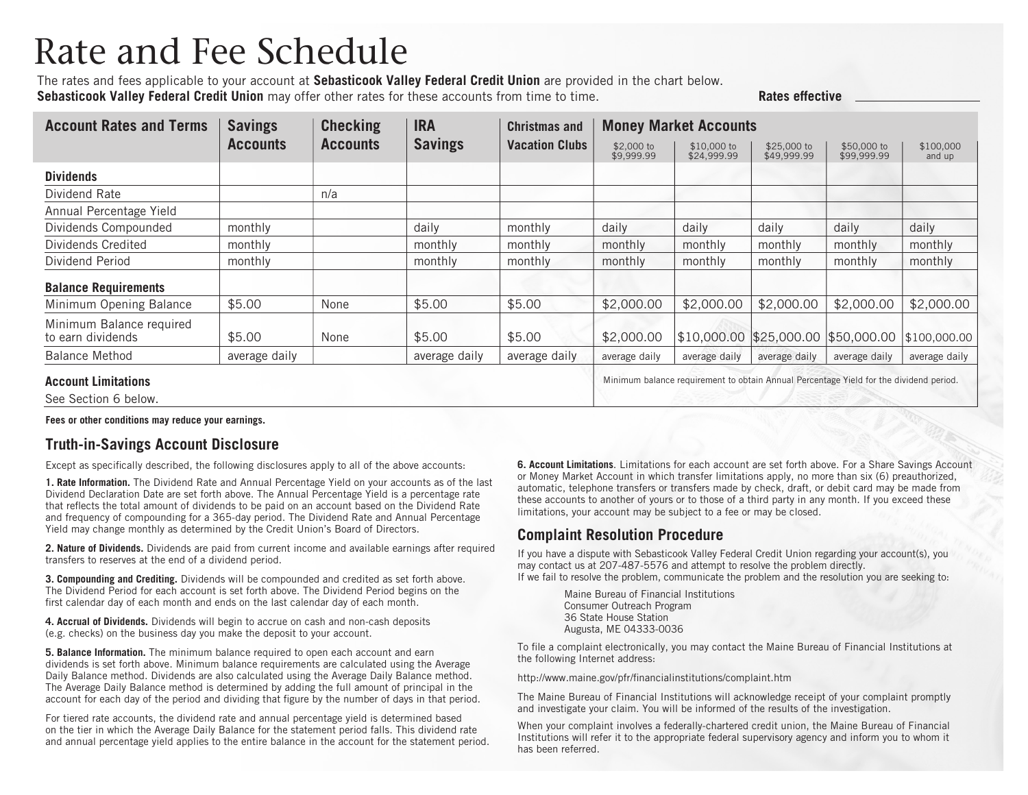# Rate and Fee Schedule

The rates and fees applicable to your account at **Sebasticook Valley Federal Credit Union** are provided in the chart below. **Sebasticook Valley Federal Credit Union** may offer other rates for these accounts from time to time.

**Rates effective** ____________

| Account Rates and Terms | Savings Accounts | Checking Accounts | IRA Savings | Christmas and Vacation Clubs | Money Market Accounts | | | | |
|---|---|---|---|---|---|---|---|---|---|
| | | | | | $2,000 to $9,999.99 | $10,000 to $24,999.99 | $25,000 to $49,999.99 | $50,000 to $99,999.99 | $100,000 and up |
| **Dividends** | | | | | | | | | |
| Dividend Rate | | n/a | | | | | | | |
| Annual Percentage Yield | | | | | | | | | |
| Dividends Compounded | monthly | | daily | monthly | daily | daily | daily | daily | daily |
| Dividends Credited | monthly | | monthly | monthly | monthly | monthly | monthly | monthly | monthly |
| Dividend Period | monthly | | monthly | monthly | monthly | monthly | monthly | monthly | monthly |
| **Balance Requirements** | | | | | | | | | |
| Minimum Opening Balance | $5.00 | None | $5.00 | $5.00 | $2,000.00 | $2,000.00 | $2,000.00 | $2,000.00 | $2,000.00 |
| Minimum Balance required to earn dividends | $5.00 | None | $5.00 | $5.00 | $2,000.00 | $10,000.00 | $25,000.00 | $50,000.00 | $100,000.00 |
| Balance Method | average daily | | average daily | average daily | average daily | average daily | average daily | average daily | average daily |
| **Account Limitations** See Section 6 below. | | | | | Minimum balance requirement to obtain Annual Percentage Yield for the dividend period. | | | | |

**Fees or other conditions may reduce your earnings.**

## Truth-in-Savings Account Disclosure

Except as specifically described, the following disclosures apply to all of the above accounts:

**1. Rate Information.** The Dividend Rate and Annual Percentage Yield on your accounts as of the last Dividend Declaration Date are set forth above. The Annual Percentage Yield is a percentage rate that reflects the total amount of dividends to be paid on an account based on the Dividend Rate and frequency of compounding for a 365-day period. The Dividend Rate and Annual Percentage Yield may change monthly as determined by the Credit Union's Board of Directors.

**2. Nature of Dividends.** Dividends are paid from current income and available earnings after required transfers to reserves at the end of a dividend period.

**3. Compounding and Crediting.** Dividends will be compounded and credited as set forth above. The Dividend Period for each account is set forth above. The Dividend Period begins on the first calendar day of each month and ends on the last calendar day of each month.

**4. Accrual of Dividends.** Dividends will begin to accrue on cash and non-cash deposits (e.g. checks) on the business day you make the deposit to your account.

**5. Balance Information.** The minimum balance required to open each account and earn dividends is set forth above. Minimum balance requirements are calculated using the Average Daily Balance method. Dividends are also calculated using the Average Daily Balance method. The Average Daily Balance method is determined by adding the full amount of principal in the account for each day of the period and dividing that figure by the number of days in that period.

For tiered rate accounts, the dividend rate and annual percentage yield is determined based on the tier in which the Average Daily Balance for the statement period falls. This dividend rate and annual percentage yield applies to the entire balance in the account for the statement period.

**6. Account Limitations**. Limitations for each account are set forth above. For a Share Savings Account or Money Market Account in which transfer limitations apply, no more than six (6) preauthorized, automatic, telephone transfers or transfers made by check, draft, or debit card may be made from these accounts to another of yours or to those of a third party in any month. If you exceed these limitations, your account may be subject to a fee or may be closed.

## Complaint Resolution Procedure

If you have a dispute with Sebasticook Valley Federal Credit Union regarding your account(s), you may contact us at 207-487-5576 and attempt to resolve the problem directly.
If we fail to resolve the problem, communicate the problem and the resolution you are seeking to:

Maine Bureau of Financial Institutions
Consumer Outreach Program
36 State House Station
Augusta, ME 04333-0036

To file a complaint electronically, you may contact the Maine Bureau of Financial Institutions at the following Internet address:

http://www.maine.gov/pfr/financialinstitutions/complaint.htm

The Maine Bureau of Financial Institutions will acknowledge receipt of your complaint promptly and investigate your claim. You will be informed of the results of the investigation.

When your complaint involves a federally-chartered credit union, the Maine Bureau of Financial Institutions will refer it to the appropriate federal supervisory agency and inform you to whom it has been referred.